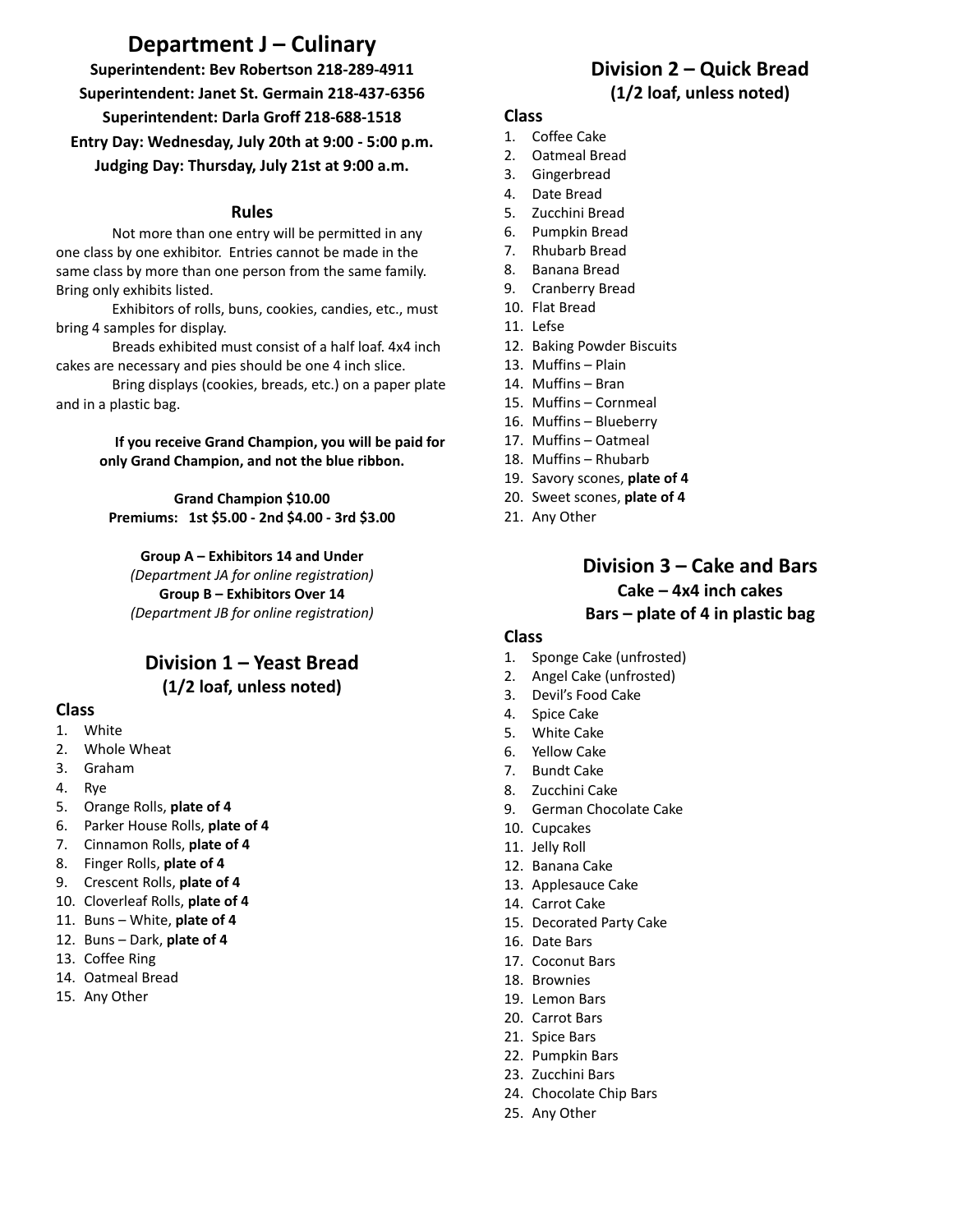# Department J – Culinary

**Superintendent: Bev Robertson 218-289-4911**

**Superintendent: Janet St. Germain 218-437-6356**

**Superintendent: Darla Groff 218-688-1518**

**Entry Day: Wednesday, July 20th at 9:00 - 5:00 p.m.**

**Judging Day: Thursday, July 21st at 9:00 a.m.**

### Rules

Not more than one entry will be permitted in any one class by one exhibitor. Entries cannot be made in the same class by more than one person from the same family. Bring only exhibits listed.

Exhibitors of rolls, buns, cookies, candies, etc., must bring 4 samples for display.

Breads exhibited must consist of a half loaf. 4x4 inch cakes are necessary and pies should be one 4 inch slice.

Bring displays (cookies, breads, etc.) on a paper plate and in a plastic bag.

**If you receive Grand Champion, you will be paid for only Grand Champion, and not the blue ribbon.**

**Grand Champion $10.00**
**Premiums: 1st $5.00 - 2nd $4.00 - 3rd $3.00**

**Group A – Exhibitors 14 and Under**
*(Department JA for online registration)*
**Group B – Exhibitors Over 14**
*(Department JB for online registration)*

## Division 1 – Yeast Bread
### (1/2 loaf, unless noted)

**Class**

1. White
2. Whole Wheat
3. Graham
4. Rye
5. Orange Rolls, **plate of 4**
6. Parker House Rolls, **plate of 4**
7. Cinnamon Rolls, **plate of 4**
8. Finger Rolls, **plate of 4**
9. Crescent Rolls, **plate of 4**
10. Cloverleaf Rolls, **plate of 4**
11. Buns – White, **plate of 4**
12. Buns – Dark, **plate of 4**
13. Coffee Ring
14. Oatmeal Bread
15. Any Other

## Division 2 – Quick Bread
### (1/2 loaf, unless noted)

**Class**

1. Coffee Cake
2. Oatmeal Bread
3. Gingerbread
4. Date Bread
5. Zucchini Bread
6. Pumpkin Bread
7. Rhubarb Bread
8. Banana Bread
9. Cranberry Bread
10. Flat Bread
11. Lefse
12. Baking Powder Biscuits
13. Muffins – Plain
14. Muffins – Bran
15. Muffins – Cornmeal
16. Muffins – Blueberry
17. Muffins – Oatmeal
18. Muffins – Rhubarb
19. Savory scones, **plate of 4**
20. Sweet scones, **plate of 4**
21. Any Other

## Division 3 – Cake and Bars
### Cake – 4x4 inch cakes
### Bars – plate of 4 in plastic bag

**Class**

1. Sponge Cake (unfrosted)
2. Angel Cake (unfrosted)
3. Devil's Food Cake
4. Spice Cake
5. White Cake
6. Yellow Cake
7. Bundt Cake
8. Zucchini Cake
9. German Chocolate Cake
10. Cupcakes
11. Jelly Roll
12. Banana Cake
13. Applesauce Cake
14. Carrot Cake
15. Decorated Party Cake
16. Date Bars
17. Coconut Bars
18. Brownies
19. Lemon Bars
20. Carrot Bars
21. Spice Bars
22. Pumpkin Bars
23. Zucchini Bars
24. Chocolate Chip Bars
25. Any Other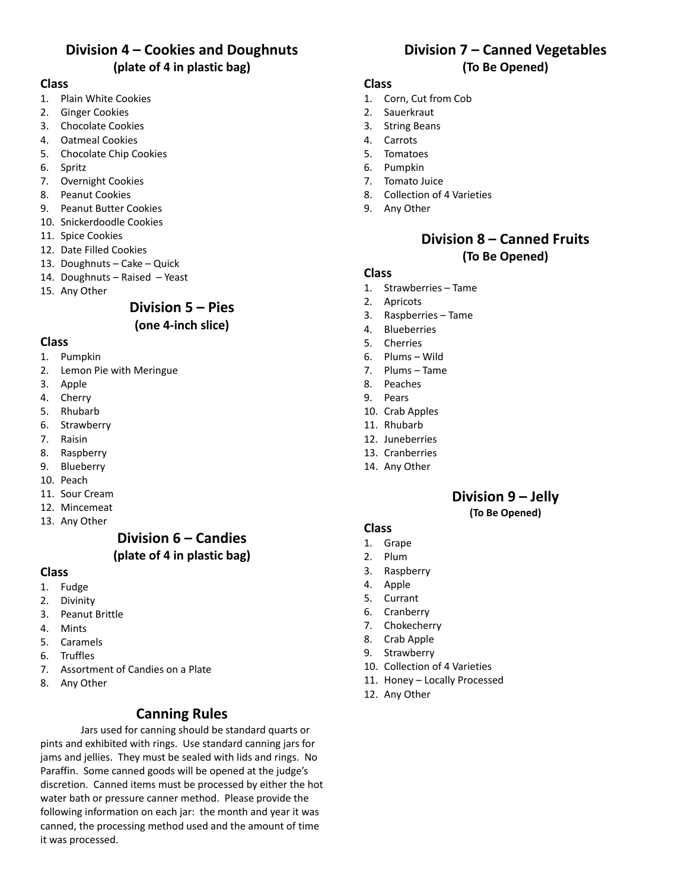## Division 4 – Cookies and Doughnuts
**(plate of 4 in plastic bag)**

**Class**

1. Plain White Cookies
2. Ginger Cookies
3. Chocolate Cookies
4. Oatmeal Cookies
5. Chocolate Chip Cookies
6. Spritz
7. Overnight Cookies
8. Peanut Cookies
9. Peanut Butter Cookies
10. Snickerdoodle Cookies
11. Spice Cookies
12. Date Filled Cookies
13. Doughnuts – Cake – Quick
14. Doughnuts – Raised – Yeast
15. Any Other

## Division 5 – Pies
**(one 4-inch slice)**

**Class**

1. Pumpkin
2. Lemon Pie with Meringue
3. Apple
4. Cherry
5. Rhubarb
6. Strawberry
7. Raisin
8. Raspberry
9. Blueberry
10. Peach
11. Sour Cream
12. Mincemeat
13. Any Other

## Division 6 – Candies
**(plate of 4 in plastic bag)**

**Class**

1. Fudge
2. Divinity
3. Peanut Brittle
4. Mints
5. Caramels
6. Truffles
7. Assortment of Candies on a Plate
8. Any Other

## Canning Rules

Jars used for canning should be standard quarts or pints and exhibited with rings. Use standard canning jars for jams and jellies. They must be sealed with lids and rings. No Paraffin. Some canned goods will be opened at the judge's discretion. Canned items must be processed by either the hot water bath or pressure canner method. Please provide the following information on each jar: the month and year it was canned, the processing method used and the amount of time it was processed.

## Division 7 – Canned Vegetables
**(To Be Opened)**

**Class**

1. Corn, Cut from Cob
2. Sauerkraut
3. String Beans
4. Carrots
5. Tomatoes
6. Pumpkin
7. Tomato Juice
8. Collection of 4 Varieties
9. Any Other

## Division 8 – Canned Fruits
**(To Be Opened)**

**Class**

1. Strawberries – Tame
2. Apricots
3. Raspberries – Tame
4. Blueberries
5. Cherries
6. Plums – Wild
7. Plums – Tame
8. Peaches
9. Pears
10. Crab Apples
11. Rhubarb
12. Juneberries
13. Cranberries
14. Any Other

## Division 9 – Jelly
**(To Be Opened)**

**Class**

1. Grape
2. Plum
3. Raspberry
4. Apple
5. Currant
6. Cranberry
7. Chokecherry
8. Crab Apple
9. Strawberry
10. Collection of 4 Varieties
11. Honey – Locally Processed
12. Any Other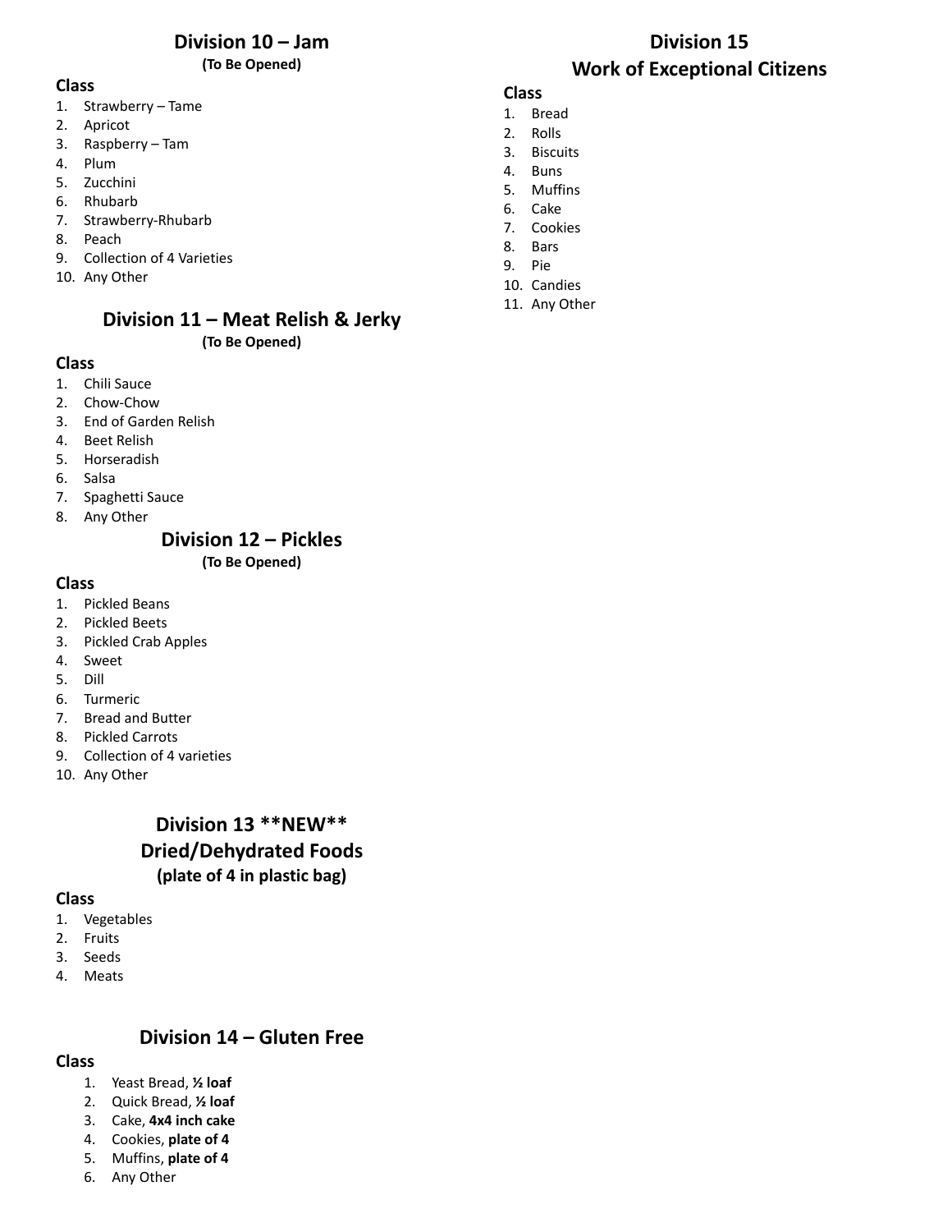## Division 10 – Jam

**(To Be Opened)**

**Class**

1. Strawberry – Tame
2. Apricot
3. Raspberry – Tam
4. Plum
5. Zucchini
6. Rhubarb
7. Strawberry-Rhubarb
8. Peach
9. Collection of 4 Varieties
10. Any Other

## Division 11 – Meat Relish & Jerky

**(To Be Opened)**

**Class**

1. Chili Sauce
2. Chow-Chow
3. End of Garden Relish
4. Beet Relish
5. Horseradish
6. Salsa
7. Spaghetti Sauce
8. Any Other

## Division 12 – Pickles

**(To Be Opened)**

**Class**

1. Pickled Beans
2. Pickled Beets
3. Pickled Crab Apples
4. Sweet
5. Dill
6. Turmeric
7. Bread and Butter
8. Pickled Carrots
9. Collection of 4 varieties
10. Any Other

## Division 13 **NEW** Dried/Dehydrated Foods

**(plate of 4 in plastic bag)**

**Class**

1. Vegetables
2. Fruits
3. Seeds
4. Meats

## Division 14 – Gluten Free

**Class**

1. Yeast Bread, **½ loaf**
2. Quick Bread, **½ loaf**
3. Cake, **4x4 inch cake**
4. Cookies, **plate of 4**
5. Muffins, **plate of 4**
6. Any Other

## Division 15 Work of Exceptional Citizens

**Class**

1. Bread
2. Rolls
3. Biscuits
4. Buns
5. Muffins
6. Cake
7. Cookies
8. Bars
9. Pie
10. Candies
11. Any Other